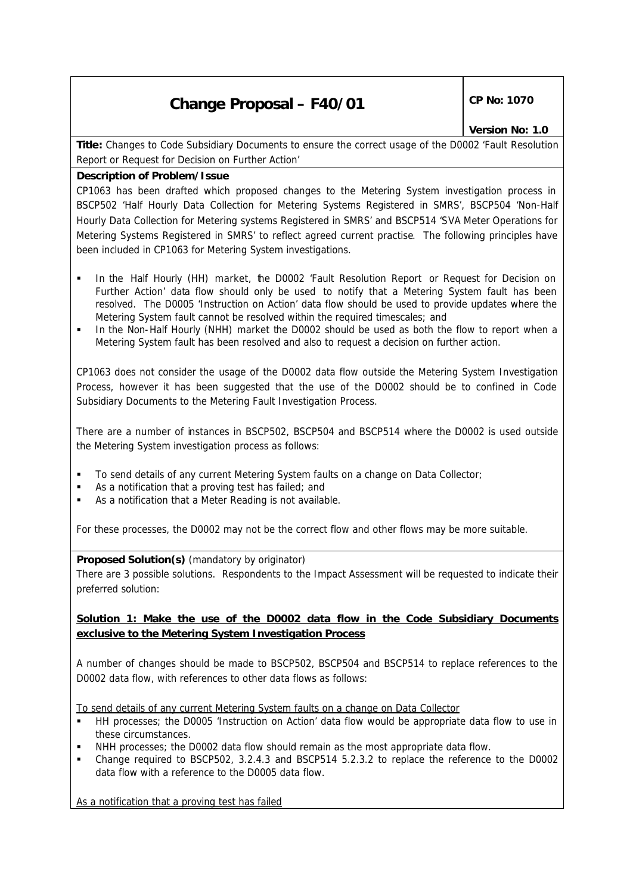# Change Proposal – F40/01

**CP No: 1070**

**Version No: 1.0**

**Title:** Changes to Code Subsidiary Documents to ensure the correct usage of the D0002 'Fault Resolution Report or Request for Decision on Further Action'

**Description of Problem/Issue**

CP1063 has been drafted which proposed changes to the Metering System investigation process in BSCP502 'Half Hourly Data Collection for Metering Systems Registered in SMRS', BSCP504 'Non-Half Hourly Data Collection for Metering systems Registered in SMRS' and BSCP514 'SVA Meter Operations for Metering Systems Registered in SMRS' to reflect agreed current practise. The following principles have been included in CP1063 for Metering System investigations.

- In the Half Hourly (HH) market, the D0002 'Fault Resolution Report or Request for Decision on Further Action' data flow should only be used to notify that a Metering System fault has been resolved. The D0005 'Instruction on Action' data flow should be used to provide updates where the Metering System fault cannot be resolved within the required timescales; and
- In the Non-Half Hourly (NHH) market the D0002 should be used as both the flow to report when a Metering System fault has been resolved and also to request a decision on further action.

CP1063 does not consider the usage of the D0002 data flow outside the Metering System Investigation Process, however it has been suggested that the use of the D0002 should be to confined in Code Subsidiary Documents to the Metering Fault Investigation Process.

There are a number of instances in BSCP502, BSCP504 and BSCP514 where the D0002 is used outside the Metering System investigation process as follows:

- To send details of any current Metering System faults on a change on Data Collector;
- As a notification that a proving test has failed; and
- As a notification that a Meter Reading is not available.

For these processes, the D0002 may not be the correct flow and other flows may be more suitable.

**Proposed Solution(s)** (mandatory by originator)

There are 3 possible solutions. Respondents to the Impact Assessment will be requested to indicate their preferred solution:

**<u>Solution 1: Make the use of the D0002 data flow in the Code Subsidiary Documents exclusive to the Metering System Investigation Process</u>**

A number of changes should be made to BSCP502, BSCP504 and BSCP514 to replace references to the D0002 data flow, with references to other data flows as follows:

<u>To send details of any current Metering System faults on a change on Data Collector</u>

- HH processes; the D0005 'Instruction on Action' data flow would be appropriate data flow to use in these circumstances.
- NHH processes; the D0002 data flow should remain as the most appropriate data flow.
- Change required to BSCP502, 3.2.4.3 and BSCP514 5.2.3.2 to replace the reference to the D0002 data flow with a reference to the D0005 data flow.

<u>As a notification that a proving test has failed</u>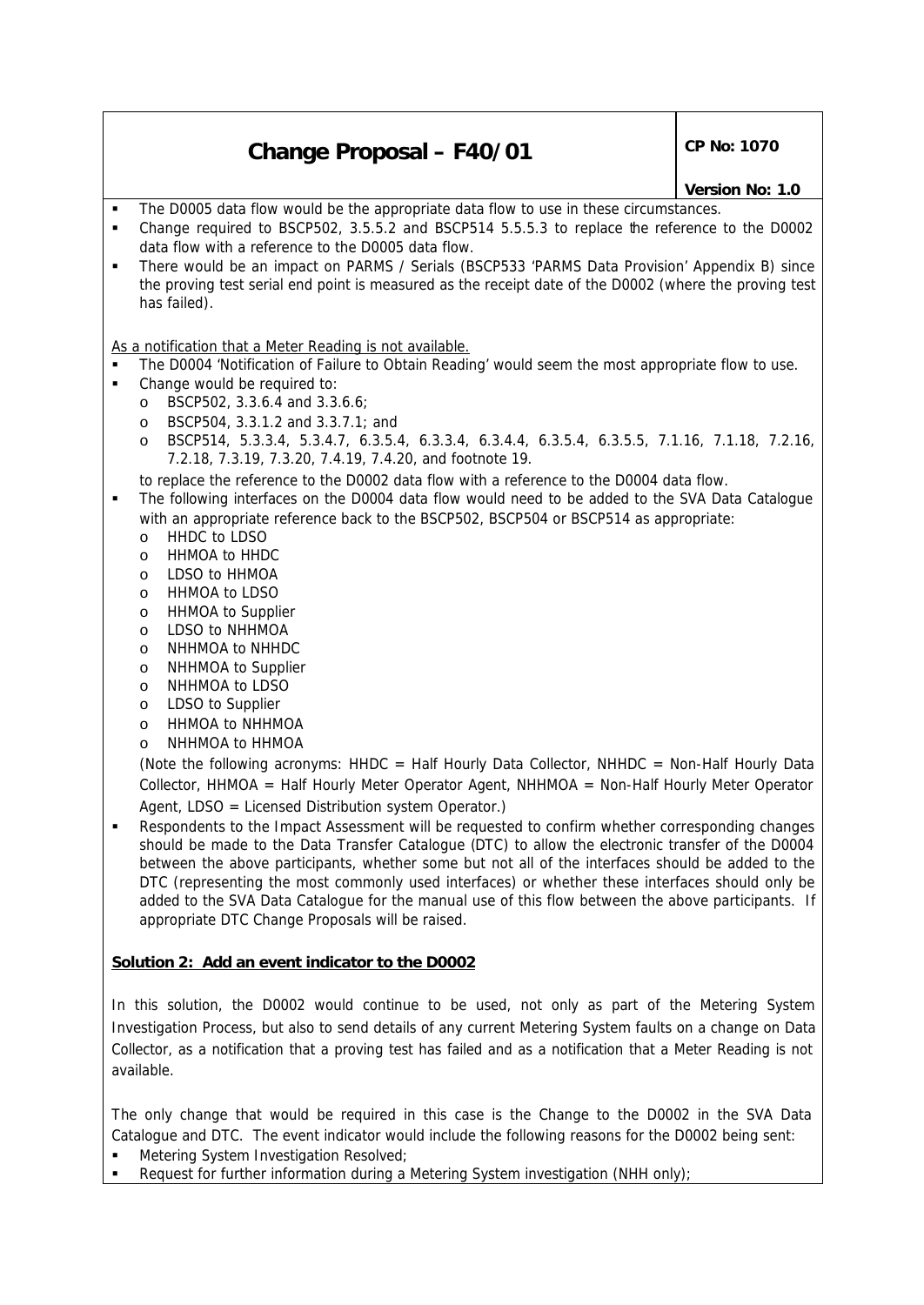- The D0005 data flow would be the appropriate data flow to use in these circumstances.
- Change required to BSCP502, 3.5.5.2 and BSCP514 5.5.5.3 to replace the reference to the D0002 data flow with a reference to the D0005 data flow.
- There would be an impact on PARMS / Serials (BSCP533 'PARMS Data Provision' Appendix B) since the proving test serial end point is measured as the receipt date of the D0002 (where the proving test has failed).

As a notification that a Meter Reading is not available.

- The D0004 'Notification of Failure to Obtain Reading' would seem the most appropriate flow to use.
- Change would be required to:
  - BSCP502, 3.3.6.4 and 3.3.6.6;
  - BSCP504, 3.3.1.2 and 3.3.7.1; and
  - BSCP514, 5.3.3.4, 5.3.4.7, 6.3.5.4, 6.3.3.4, 6.3.4.4, 6.3.5.4, 6.3.5.5, 7.1.16, 7.1.18, 7.2.16, 7.2.18, 7.3.19, 7.3.20, 7.4.19, 7.4.20, and footnote 19.

  to replace the reference to the D0002 data flow with a reference to the D0004 data flow.
- The following interfaces on the D0004 data flow would need to be added to the SVA Data Catalogue with an appropriate reference back to the BSCP502, BSCP504 or BSCP514 as appropriate:
  - HHDC to LDSO
  - HHMOA to HHDC
  - LDSO to HHMOA
  - HHMOA to LDSO
  - HHMOA to Supplier
  - LDSO to NHHMOA
  - NHHMOA to NHHDC
  - NHHMOA to Supplier
  - NHHMOA to LDSO
  - LDSO to Supplier
  - HHMOA to NHHMOA
  - NHHMOA to HHMOA

  (Note the following acronyms: HHDC = Half Hourly Data Collector, NHHDC = Non-Half Hourly Data Collector, HHMOA = Half Hourly Meter Operator Agent, NHHMOA = Non-Half Hourly Meter Operator Agent, LDSO = Licensed Distribution system Operator.)
- Respondents to the Impact Assessment will be requested to confirm whether corresponding changes should be made to the Data Transfer Catalogue (DTC) to allow the electronic transfer of the D0004 between the above participants, whether some but not all of the interfaces should be added to the DTC (representing the most commonly used interfaces) or whether these interfaces should only be added to the SVA Data Catalogue for the manual use of this flow between the above participants. If appropriate DTC Change Proposals will be raised.

**Solution 2: Add an event indicator to the D0002**

In this solution, the D0002 would continue to be used, not only as part of the Metering System Investigation Process, but also to send details of any current Metering System faults on a change on Data Collector, as a notification that a proving test has failed and as a notification that a Meter Reading is not available.

The only change that would be required in this case is the Change to the D0002 in the SVA Data Catalogue and DTC. The event indicator would include the following reasons for the D0002 being sent:

- Metering System Investigation Resolved;
- Request for further information during a Metering System investigation (NHH only);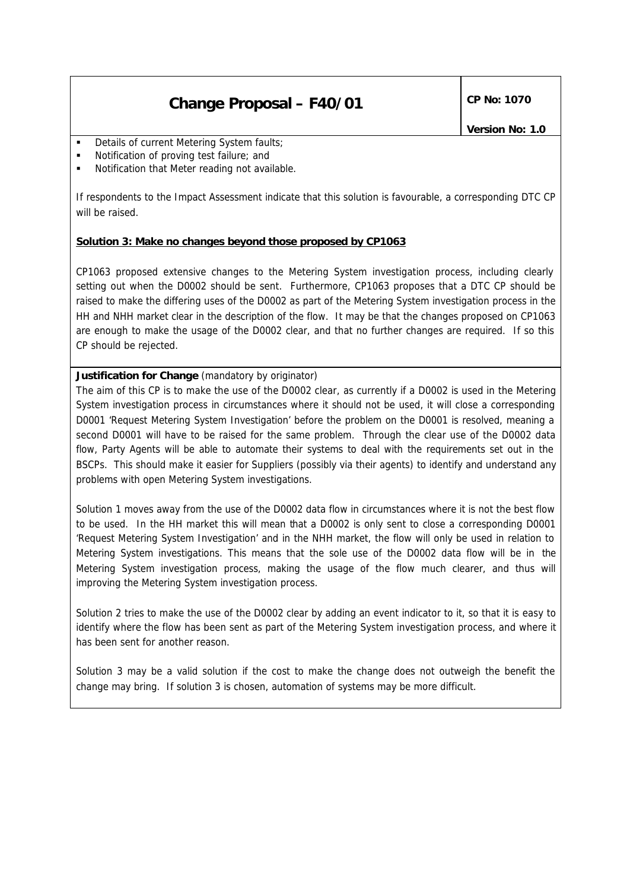- Details of current Metering System faults;
- Notification of proving test failure; and
- Notification that Meter reading not available.

If respondents to the Impact Assessment indicate that this solution is favourable, a corresponding DTC CP will be raised.

**Solution 3: Make no changes beyond those proposed by CP1063**

CP1063 proposed extensive changes to the Metering System investigation process, including clearly setting out when the D0002 should be sent. Furthermore, CP1063 proposes that a DTC CP should be raised to make the differing uses of the D0002 as part of the Metering System investigation process in the HH and NHH market clear in the description of the flow. It may be that the changes proposed on CP1063 are enough to make the usage of the D0002 clear, and that no further changes are required. If so this CP should be rejected.

**Justification for Change** (mandatory by originator)

The aim of this CP is to make the use of the D0002 clear, as currently if a D0002 is used in the Metering System investigation process in circumstances where it should not be used, it will close a corresponding D0001 'Request Metering System Investigation' before the problem on the D0001 is resolved, meaning a second D0001 will have to be raised for the same problem. Through the clear use of the D0002 data flow, Party Agents will be able to automate their systems to deal with the requirements set out in the BSCPs. This should make it easier for Suppliers (possibly via their agents) to identify and understand any problems with open Metering System investigations.

Solution 1 moves away from the use of the D0002 data flow in circumstances where it is not the best flow to be used. In the HH market this will mean that a D0002 is only sent to close a corresponding D0001 'Request Metering System Investigation' and in the NHH market, the flow will only be used in relation to Metering System investigations. This means that the sole use of the D0002 data flow will be in the Metering System investigation process, making the usage of the flow much clearer, and thus will improving the Metering System investigation process.

Solution 2 tries to make the use of the D0002 clear by adding an event indicator to it, so that it is easy to identify where the flow has been sent as part of the Metering System investigation process, and where it has been sent for another reason.

Solution 3 may be a valid solution if the cost to make the change does not outweigh the benefit the change may bring. If solution 3 is chosen, automation of systems may be more difficult.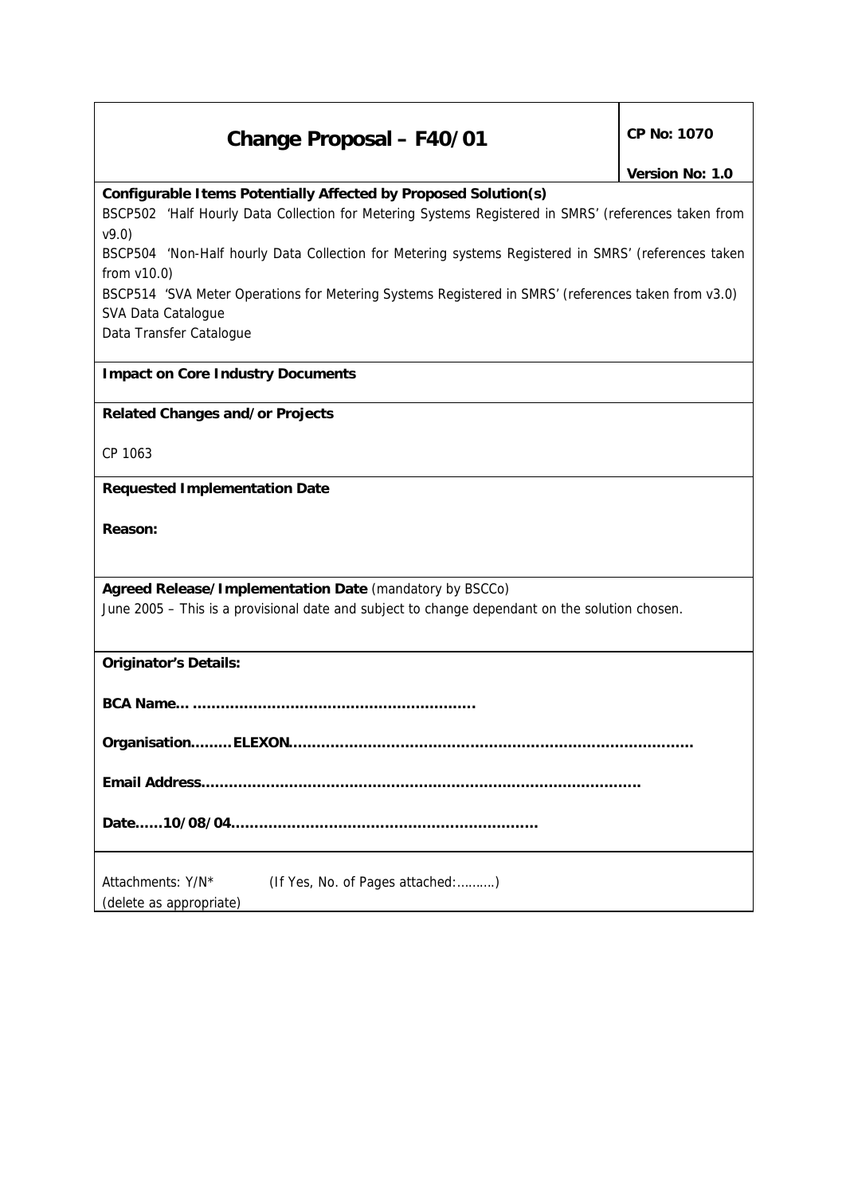| Change Proposal – F40/01 | CP No: 1070<br><br>Version No: 1.0 |
|---|---|

**Configurable Items Potentially Affected by Proposed Solution(s)**

BSCP502 'Half Hourly Data Collection for Metering Systems Registered in SMRS' (references taken from v9.0)

BSCP504 'Non-Half hourly Data Collection for Metering systems Registered in SMRS' (references taken from v10.0)

BSCP514 'SVA Meter Operations for Metering Systems Registered in SMRS' (references taken from v3.0)

SVA Data Catalogue

Data Transfer Catalogue

**Impact on Core Industry Documents**

**Related Changes and/or Projects**

CP 1063

**Requested Implementation Date**

**Reason:**

**Agreed Release/Implementation Date** (mandatory by BSCCo)

June 2005 – This is a provisional date and subject to change dependant on the solution chosen.

**Originator's Details:**

**BCA Name…** ……………………………………………………

**Organisation………ELEXON**…………………………………………………………………………

**Email Address**…………………………………………………………………………………

**Date……10/08/04**…………………………………………………………

Attachments: Y/N* (If Yes, No. of Pages attached:……….)
(delete as appropriate)